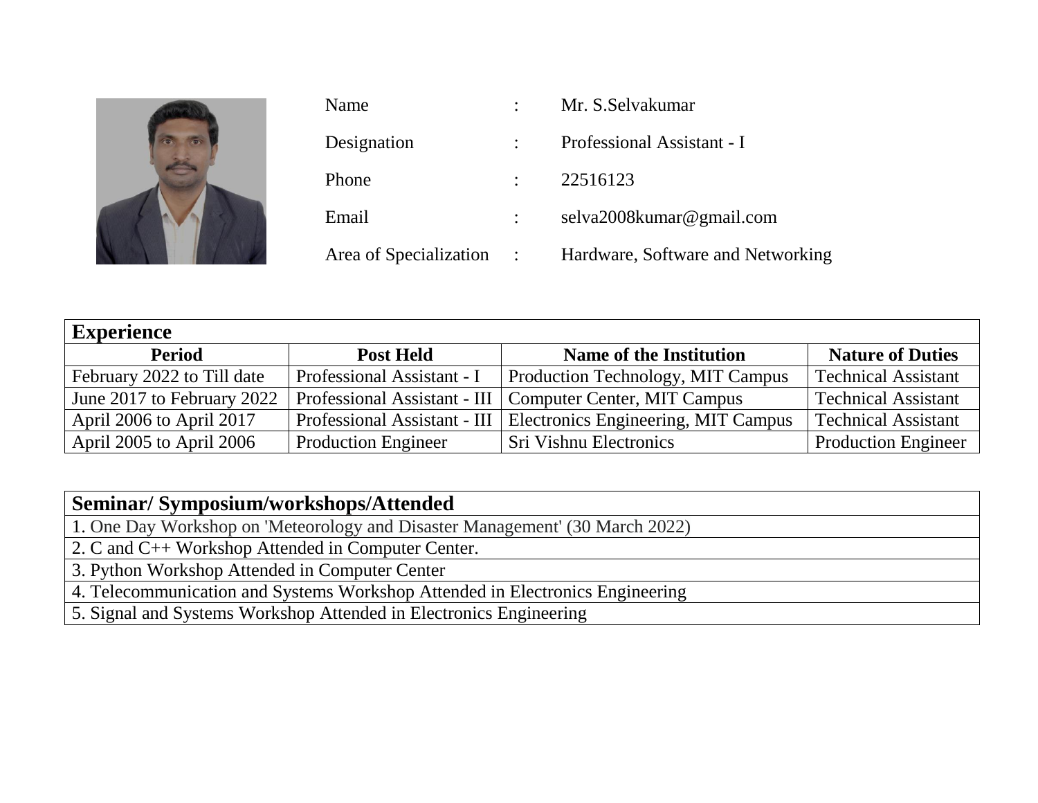| | | |
|---|---|---|
| Name | : | Mr. S.Selvakumar |
| Designation | : | Professional Assistant - I |
| Phone | : | 22516123 |
| Email | : | selva2008kumar@gmail.com |
| Area of Specialization | : | Hardware, Software and Networking |

## Experience

| Period | Post Held | Name of the Institution | Nature of Duties |
|---|---|---|---|
| February 2022 to Till date | Professional Assistant - I | Production Technology, MIT Campus | Technical Assistant |
| June 2017 to February 2022 | Professional Assistant - III | Computer Center, MIT Campus | Technical Assistant |
| April 2006 to April 2017 | Professional Assistant - III | Electronics Engineering, MIT Campus | Technical Assistant |
| April 2005 to April 2006 | Production Engineer | Sri Vishnu Electronics | Production Engineer |

## Seminar/ Symposium/workshops/Attended

1. One Day Workshop on 'Meteorology and Disaster Management' (30 March 2022)
2. C and C++ Workshop Attended in Computer Center.
3. Python Workshop Attended in Computer Center
4. Telecommunication and Systems Workshop Attended in Electronics Engineering
5. Signal and Systems Workshop Attended in Electronics Engineering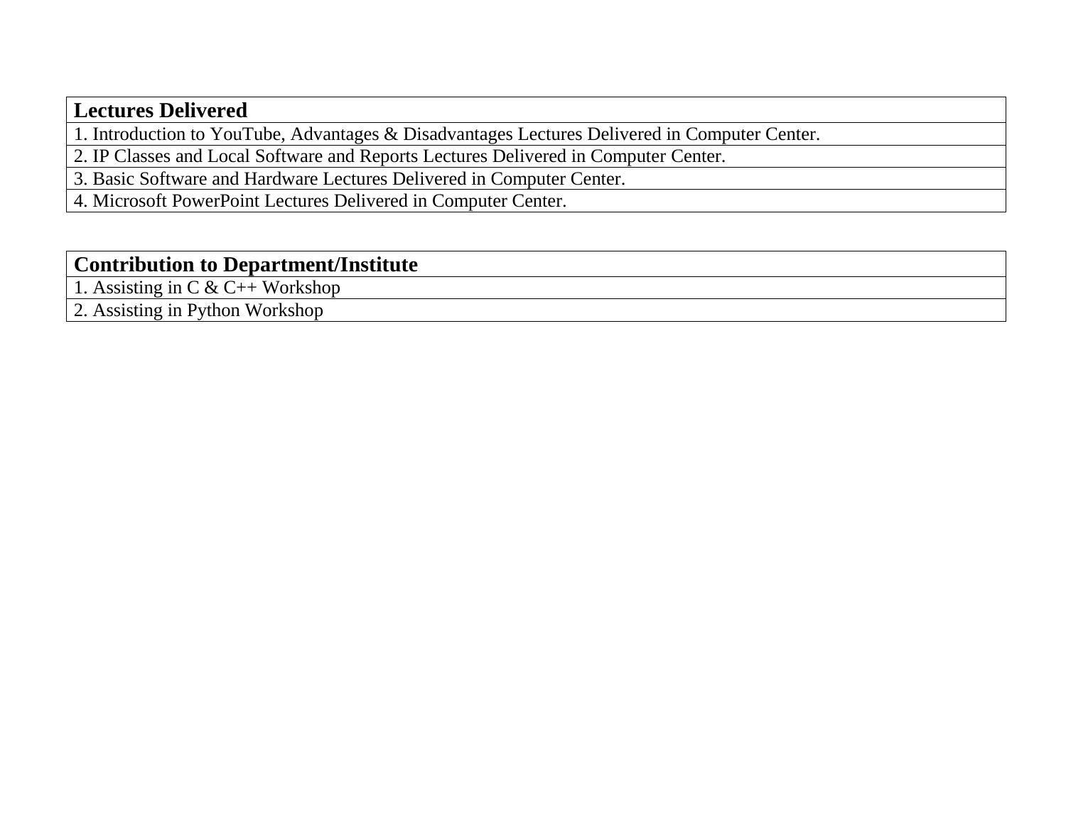| Lectures Delivered |
| --- |
| 1. Introduction to YouTube, Advantages & Disadvantages Lectures Delivered in Computer Center. |
| 2. IP Classes and Local Software and Reports Lectures Delivered in Computer Center. |
| 3. Basic Software and Hardware Lectures Delivered in Computer Center. |
| 4. Microsoft PowerPoint Lectures Delivered in Computer Center. |

| Contribution to Department/Institute |
| --- |
| 1. Assisting in C & C++ Workshop |
| 2. Assisting in Python Workshop |